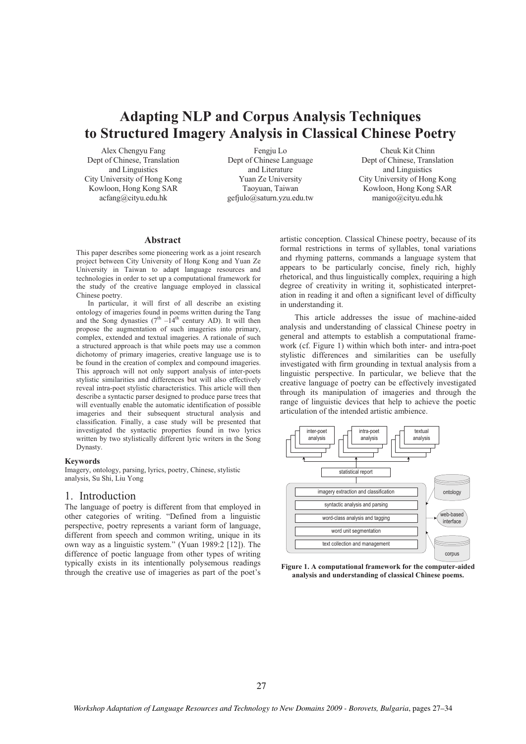# Adapting NLP and Corpus Analysis Techniques to Structured Imagery Analysis in Classical Chinese Poetry

Alex Chengyu Fang
Dept of Chinese, Translation and Linguistics
City University of Hong Kong
Kowloon, Hong Kong SAR
acfang@cityu.edu.hk

Fengju Lo
Dept of Chinese Language and Literature
Yuan Ze University
Taoyuan, Taiwan
gefjulo@saturn.yzu.edu.tw

Cheuk Kit Chinn
Dept of Chinese, Translation and Linguistics
City University of Hong Kong
Kowloon, Hong Kong SAR
manigo@cityu.edu.hk

## Abstract

This paper describes some pioneering work as a joint research project between City University of Hong Kong and Yuan Ze University in Taiwan to adapt language resources and technologies in order to set up a computational framework for the study of the creative language employed in classical Chinese poetry.

In particular, it will first of all describe an existing ontology of imageries found in poems written during the Tang and the Song dynasties ($7^{th}$ –$14^{th}$ century AD). It will then propose the augmentation of such imageries into primary, complex, extended and textual imageries. A rationale of such a structured approach is that while poets may use a common dichotomy of primary imageries, creative language use is to be found in the creation of complex and compound imageries. This approach will not only support analysis of inter-poets stylistic similarities and differences but will also effectively reveal intra-poet stylistic characteristics. This article will then describe a syntactic parser designed to produce parse trees that will eventually enable the automatic identification of possible imageries and their subsequent structural analysis and classification. Finally, a case study will be presented that investigated the syntactic properties found in two lyrics written by two stylistically different lyric writers in the Song Dynasty.

### Keywords

Imagery, ontology, parsing, lyrics, poetry, Chinese, stylistic analysis, Su Shi, Liu Yong

## 1. Introduction

The language of poetry is different from that employed in other categories of writing. "Defined from a linguistic perspective, poetry represents a variant form of language, different from speech and common writing, unique in its own way as a linguistic system." (Yuan 1989:2 [12]). The difference of poetic language from other types of writing typically exists in its intentionally polysemous readings through the creative use of imageries as part of the poet's artistic conception. Classical Chinese poetry, because of its formal restrictions in terms of syllables, tonal variations and rhyming patterns, commands a language system that appears to be particularly concise, finely rich, highly rhetorical, and thus linguistically complex, requiring a high degree of creativity in writing it, sophisticated interpretation in reading it and often a significant level of difficulty in understanding it.

This article addresses the issue of machine-aided analysis and understanding of classical Chinese poetry in general and attempts to establish a computational framework (cf. Figure 1) within which both inter- and intra-poet stylistic differences and similarities can be usefully investigated with firm grounding in textual analysis from a linguistic perspective. In particular, we believe that the creative language of poetry can be effectively investigated through its manipulation of imageries and through the range of linguistic devices that help to achieve the poetic articulation of the intended artistic ambience.

inter-poet analysis | intra-poet analysis | textual analysis

statistical report

imagery extraction and classification
syntactic analysis and parsing
word-class analysis and tagging
word unit segmentation
text collection and management

ontology | web-based interface | corpus

**Figure 1. A computational framework for the computer-aided analysis and understanding of classical Chinese poems.**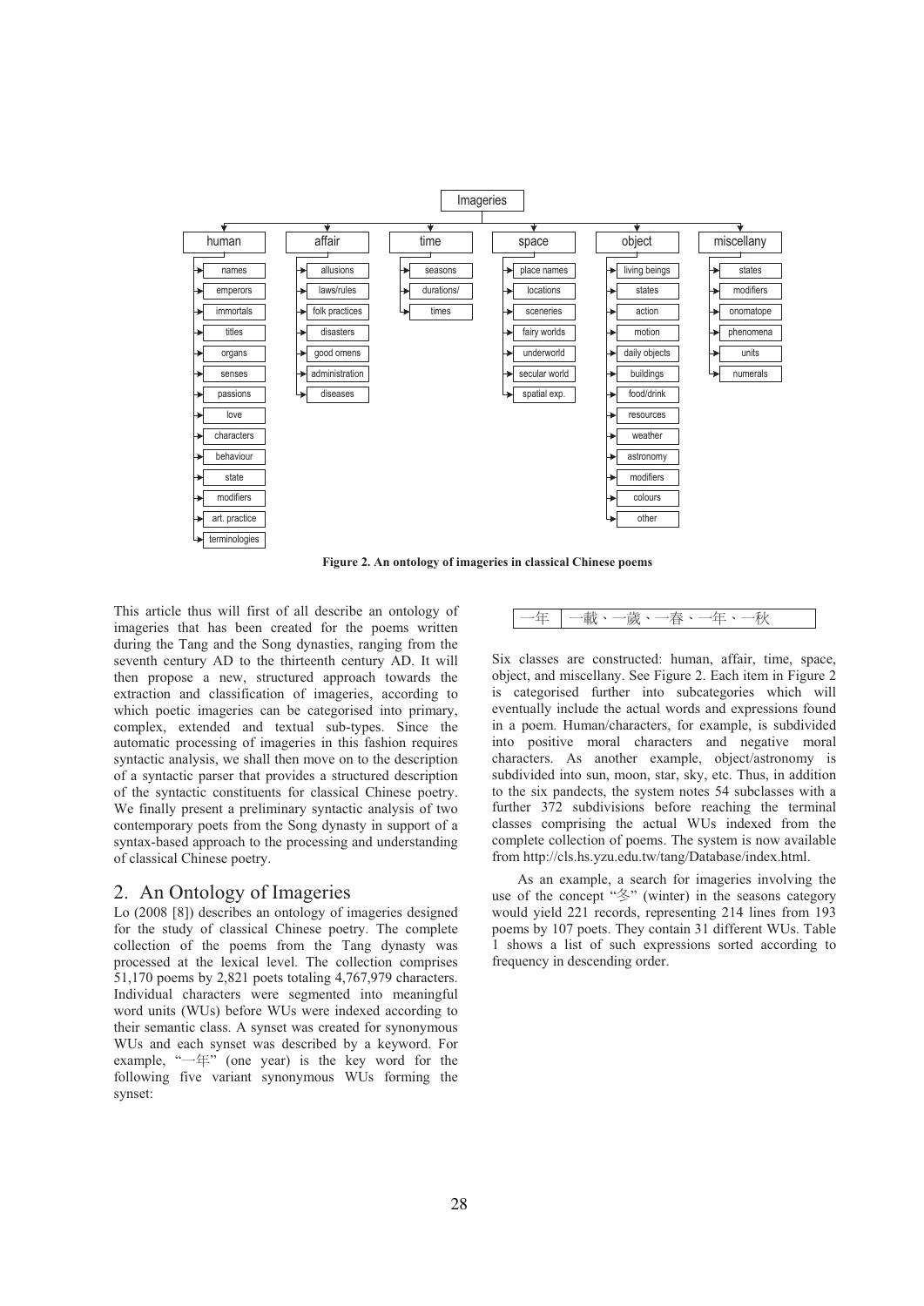- Imageries
  - human
    - names
    - emperors
    - immortals
    - titles
    - organs
    - senses
    - passions
    - love
    - characters
    - behaviour
    - state
    - modifiers
    - art. practice
    - terminologies
  - affair
    - allusions
    - laws/rules
    - folk practices
    - disasters
    - good omens
    - administration
    - diseases
  - time
    - seasons
    - durations/
    - times
  - space
    - place names
    - locations
    - sceneries
    - fairy worlds
    - underworld
    - secular world
    - spatial exp.
  - object
    - living beings
    - states
    - action
    - motion
    - daily objects
    - buildings
    - food/drink
    - resources
    - weather
    - astronomy
    - modifiers
    - colours
    - other
  - miscellany
    - states
    - modifiers
    - onomatope
    - phenomena
    - units
    - numerals

**Figure 2. An ontology of imageries in classical Chinese poems**

This article thus will first of all describe an ontology of imageries that has been created for the poems written during the Tang and the Song dynasties, ranging from the seventh century AD to the thirteenth century AD. It will then propose a new, structured approach towards the extraction and classification of imageries, according to which poetic imageries can be categorised into primary, complex, extended and textual sub-types. Since the automatic processing of imageries in this fashion requires syntactic analysis, we shall then move on to the description of a syntactic parser that provides a structured description of the syntactic constituents for classical Chinese poetry. We finally present a preliminary syntactic analysis of two contemporary poets from the Song dynasty in support of a syntax-based approach to the processing and understanding of classical Chinese poetry.

## 2. An Ontology of Imageries

Lo (2008 [8]) describes an ontology of imageries designed for the study of classical Chinese poetry. The complete collection of the poems from the Tang dynasty was processed at the lexical level. The collection comprises 51,170 poems by 2,821 poets totaling 4,767,979 characters. Individual characters were segmented into meaningful word units (WUs) before WUs were indexed according to their semantic class. A synset was created for synonymous WUs and each synset was described by a keyword. For example, "一年" (one year) is the key word for the following five variant synonymous WUs forming the synset:

| 一年 | 一載、一歲、一春、一年、一秋 |
|---|---|

Six classes are constructed: human, affair, time, space, object, and miscellany. See Figure 2. Each item in Figure 2 is categorised further into subcategories which will eventually include the actual words and expressions found in a poem. Human/characters, for example, is subdivided into positive moral characters and negative moral characters. As another example, object/astronomy is subdivided into sun, moon, star, sky, etc. Thus, in addition to the six pandects, the system notes 54 subclasses with a further 372 subdivisions before reaching the terminal classes comprising the actual WUs indexed from the complete collection of poems. The system is now available from http://cls.hs.yzu.edu.tw/tang/Database/index.html.

As an example, a search for imageries involving the use of the concept "冬" (winter) in the seasons category would yield 221 records, representing 214 lines from 193 poems by 107 poets. They contain 31 different WUs. Table 1 shows a list of such expressions sorted according to frequency in descending order.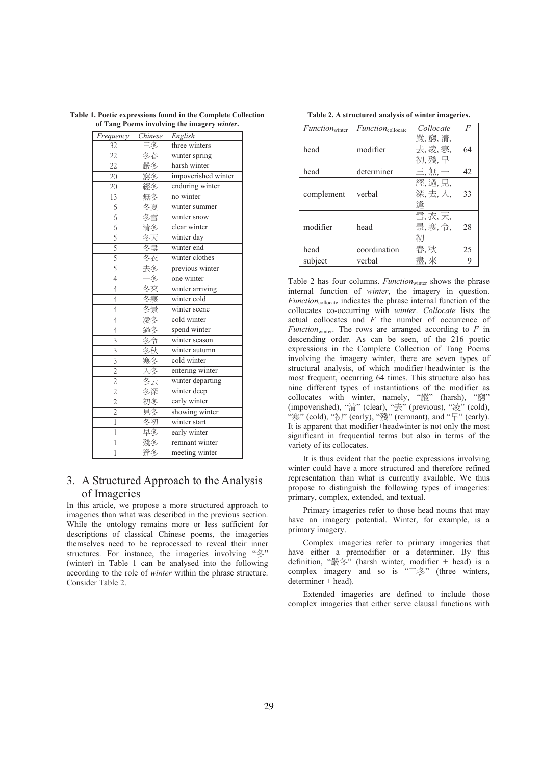**Table 1. Poetic expressions found in the Complete Collection of Tang Poems involving the imagery *winter*.**

| *Frequency* | *Chinese* | *English* |
|---|---|---|
| 32 | 三冬 | three winters |
| 22 | 冬春 | winter spring |
| 22 | 嚴冬 | harsh winter |
| 20 | 窮冬 | impoverished winter |
| 20 | 經冬 | enduring winter |
| 13 | 無冬 | no winter |
| 6 | 冬夏 | winter summer |
| 6 | 冬雪 | winter snow |
| 6 | 清冬 | clear winter |
| 5 | 冬天 | winter day |
| 5 | 冬盡 | winter end |
| 5 | 冬衣 | winter clothes |
| 5 | 去冬 | previous winter |
| 4 | 一冬 | one winter |
| 4 | 冬來 | winter arriving |
| 4 | 冬寒 | winter cold |
| 4 | 冬景 | winter scene |
| 4 | 凌冬 | cold winter |
| 4 | 過冬 | spend winter |
| 3 | 冬令 | winter season |
| 3 | 冬秋 | winter autumn |
| 3 | 寒冬 | cold winter |
| 2 | 入冬 | entering winter |
| 2 | 冬去 | winter departing |
| 2 | 冬深 | winter deep |
| 2 | 初冬 | early winter |
| 2 | 見冬 | showing winter |
| 1 | 冬初 | winter start |
| 1 | 早冬 | early winter |
| 1 | 殘冬 | remnant winter |
| 1 | 逢冬 | meeting winter |

## 3. A Structured Approach to the Analysis of Imageries

In this article, we propose a more structured approach to imageries than what was described in the previous section. While the ontology remains more or less sufficient for descriptions of classical Chinese poems, the imageries themselves need to be reprocessed to reveal their inner structures. For instance, the imageries involving "冬" (winter) in Table 1 can be analysed into the following according to the role of *winter* within the phrase structure. Consider Table 2.

**Table 2. A structured analysis of winter imageries.**

| $Function_{winter}$ | $Function_{collocate}$ | *Collocate* | *F* |
|---|---|---|---|
| head | modifier | 嚴, 窮, 清, 去, 凌, 寒, 初, 殘, 早 | 64 |
| head | determiner | 三, 無, 一 | 42 |
| complement | verbal | 經, 過, 見, 深, 去, 入, 逢 | 33 |
| modifier | head | 雪, 衣, 天, 景, 寒, 令, 初 | 28 |
| head | coordination | 春, 秋 | 25 |
| subject | verbal | 盡, 來 | 9 |

Table 2 has four columns. $Function_{winter}$ shows the phrase internal function of *winter*, the imagery in question. $Function_{collocate}$ indicates the phrase internal function of the collocates co-occurring with *winter*. *Collocate* lists the actual collocates and *F* the number of occurrence of $Function_{winter}$. The rows are arranged according to *F* in descending order. As can be seen, of the 216 poetic expressions in the Complete Collection of Tang Poems involving the imagery winter, there are seven types of structural analysis, of which modifier+headwinter is the most frequent, occurring 64 times. This structure also has nine different types of instantiations of the modifier as collocates with winter, namely, "嚴" (harsh), "窮" (impoverished), "清" (clear), "去" (previous), "凌" (cold), "寒" (cold), "初" (early), "殘" (remnant), and "早" (early). It is apparent that modifier+headwinter is not only the most significant in frequential terms but also in terms of the variety of its collocates.

It is thus evident that the poetic expressions involving winter could have a more structured and therefore refined representation than what is currently available. We thus propose to distinguish the following types of imageries: primary, complex, extended, and textual.

Primary imageries refer to those head nouns that may have an imagery potential. Winter, for example, is a primary imagery.

Complex imageries refer to primary imageries that have either a premodifier or a determiner. By this definition, "嚴冬" (harsh winter, modifier + head) is a complex imagery and so is "三冬" (three winters, determiner + head).

Extended imageries are defined to include those complex imageries that either serve clausal functions with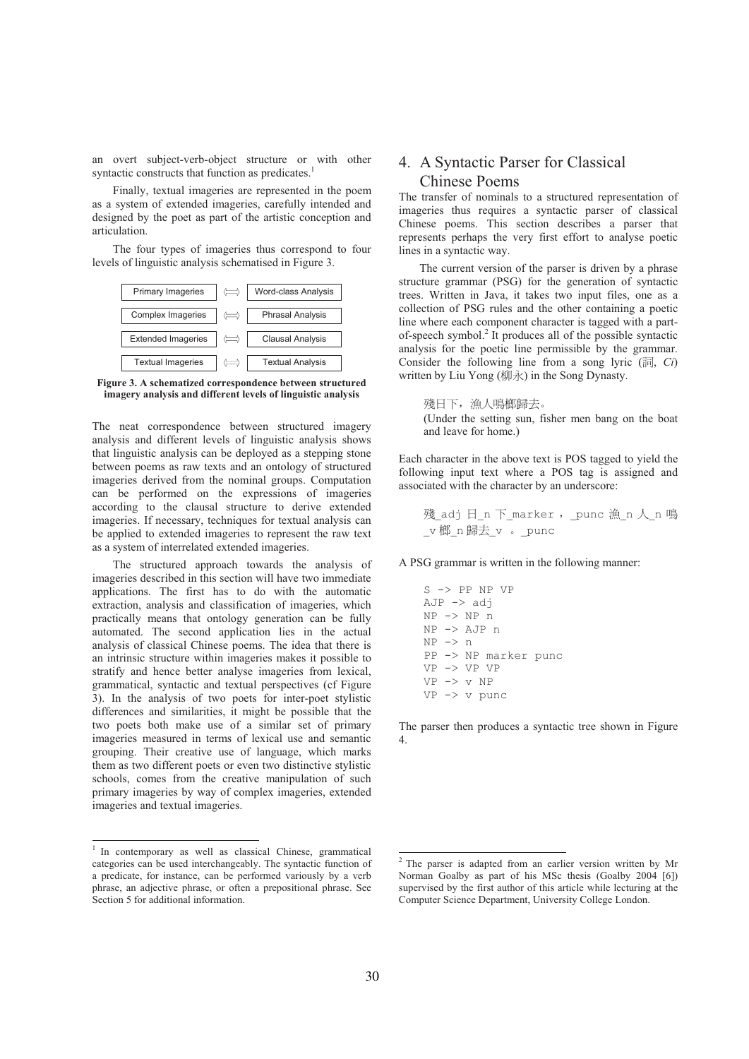an overt subject-verb-object structure or with other syntactic constructs that function as predicates.[1]

Finally, textual imageries are represented in the poem as a system of extended imageries, carefully intended and designed by the poet as part of the artistic conception and articulation.

The four types of imageries thus correspond to four levels of linguistic analysis schematised in Figure 3.

| | | |
|---|---|---|
| Primary Imageries | ⟺ | Word-class Analysis |
| Complex Imageries | ⟺ | Phrasal Analysis |
| Extended Imageries | ⟺ | Clausal Analysis |
| Textual Imageries | ⟺ | Textual Analysis |

**Figure 3. A schematized correspondence between structured imagery analysis and different levels of linguistic analysis**

The neat correspondence between structured imagery analysis and different levels of linguistic analysis shows that linguistic analysis can be deployed as a stepping stone between poems as raw texts and an ontology of structured imageries derived from the nominal groups. Computation can be performed on the expressions of imageries according to the clausal structure to derive extended imageries. If necessary, techniques for textual analysis can be applied to extended imageries to represent the raw text as a system of interrelated extended imageries.

The structured approach towards the analysis of imageries described in this section will have two immediate applications. The first has to do with the automatic extraction, analysis and classification of imageries, which practically means that ontology generation can be fully automated. The second application lies in the actual analysis of classical Chinese poems. The idea that there is an intrinsic structure within imageries makes it possible to stratify and hence better analyse imageries from lexical, grammatical, syntactic and textual perspectives (cf Figure 3). In the analysis of two poets for inter-poet stylistic differences and similarities, it might be possible that the two poets both make use of a similar set of primary imageries measured in terms of lexical use and semantic grouping. Their creative use of language, which marks them as two different poets or even two distinctive stylistic schools, comes from the creative manipulation of such primary imageries by way of complex imageries, extended imageries and textual imageries.

# 4. A Syntactic Parser for Classical Chinese Poems

The transfer of nominals to a structured representation of imageries thus requires a syntactic parser of classical Chinese poems. This section describes a parser that represents perhaps the very first effort to analyse poetic lines in a syntactic way.

The current version of the parser is driven by a phrase structure grammar (PSG) for the generation of syntactic trees. Written in Java, it takes two input files, one as a collection of PSG rules and the other containing a poetic line where each component character is tagged with a part-of-speech symbol.[2] It produces all of the possible syntactic analysis for the poetic line permissible by the grammar. Consider the following line from a song lyric (詞, *Ci*) written by Liu Yong (柳永) in the Song Dynasty.

> 殘日下，漁人鳴榔歸去。
> (Under the setting sun, fisher men bang on the boat and leave for home.)

Each character in the above text is POS tagged to yield the following input text where a POS tag is assigned and associated with the character by an underscore:

```
殘_adj 日_n 下_marker ，_punc 漁_n 人_n 鳴_v 榔_n 歸去_v 。_punc
```

A PSG grammar is written in the following manner:

```
S -> PP NP VP
AJP -> adj
NP -> NP n
NP -> AJP n
NP -> n
PP -> NP marker punc
VP -> VP VP
VP -> v NP
VP -> v punc
```

The parser then produces a syntactic tree shown in Figure 4.

---

[1] In contemporary as well as classical Chinese, grammatical categories can be used interchangeably. The syntactic function of a predicate, for instance, can be performed variously by a verb phrase, an adjective phrase, or often a prepositional phrase. See Section 5 for additional information.

[2] The parser is adapted from an earlier version written by Mr Norman Goalby as part of his MSc thesis (Goalby 2004 [6]) supervised by the first author of this article while lecturing at the Computer Science Department, University College London.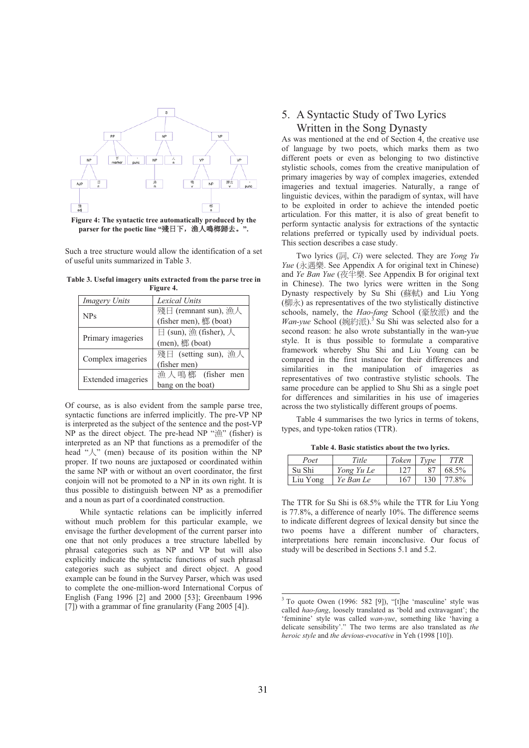**Figure 4: The syntactic tree automatically produced by the parser for the poetic line "殘日下，漁人鳴榔歸去。".**

Such a tree structure would allow the identification of a set of useful units summarized in Table 3.

**Table 3. Useful imagery units extracted from the parse tree in Figure 4.**

| *Imagery Units* | *Lexical Units* |
|---|---|
| NPs | 殘日 (remnant sun), 漁人 (fisher men), 榔 (boat) |
| Primary imageries | 日 (sun), 漁 (fisher), 人 (men), 榔 (boat) |
| Complex imageries | 殘日 (setting sun), 漁人 (fisher men) |
| Extended imageries | 漁人鳴榔 (fisher men bang on the boat) |

Of course, as is also evident from the sample parse tree, syntactic functions are inferred implicitly. The pre-VP NP is interpreted as the subject of the sentence and the post-VP NP as the direct object. The pre-head NP "漁" (fisher) is interpreted as an NP that functions as a premodifer of the head "人" (men) because of its position within the NP proper. If two nouns are juxtaposed or coordinated within the same NP with or without an overt coordinator, the first conjoin will not be promoted to a NP in its own right. It is thus possible to distinguish between NP as a premodifier and a noun as part of a coordinated construction.

While syntactic relations can be implicitly inferred without much problem for this particular example, we envisage the further development of the current parser into one that not only produces a tree structure labelled by phrasal categories such as NP and VP but will also explicitly indicate the syntactic functions of such phrasal categories such as subject and direct object. A good example can be found in the Survey Parser, which was used to complete the one-million-word International Corpus of English (Fang 1996 [2] and 2000 [53]; Greenbaum 1996 [7]) with a grammar of fine granularity (Fang 2005 [4]).

# 5. A Syntactic Study of Two Lyrics Written in the Song Dynasty

As was mentioned at the end of Section 4, the creative use of language by two poets, which marks them as two different poets or even as belonging to two distinctive stylistic schools, comes from the creative manipulation of primary imageries by way of complex imageries, extended imageries and textual imageries. Naturally, a range of linguistic devices, within the paradigm of syntax, will have to be exploited in order to achieve the intended poetic articulation. For this matter, it is also of great benefit to perform syntactic analysis for extractions of the syntactic relations preferred or typically used by individual poets. This section describes a case study.

Two lyrics (詞, *Ci*) were selected. They are *Yong Yu Yue* (永遇樂. See Appendix A for original text in Chinese) and *Ye Ban Yue* (夜半樂. See Appendix B for original text in Chinese). The two lyrics were written in the Song Dynasty respectively by Su Shi (蘇軾) and Liu Yong (柳永) as representatives of the two stylistically distinctive schools, namely, the *Hao-fang* School (豪放派) and the *Wan-yue* School (婉約派).[3] Su Shi was selected also for a second reason: he also wrote substantially in the wan-yue style. It is thus possible to formulate a comparative framework whereby Shu Shi and Liu Young can be compared in the first instance for their differences and similarities in the manipulation of imageries as representatives of two contrastive stylistic schools. The same procedure can be applied to Shu Shi as a single poet for differences and similarities in his use of imageries across the two stylistically different groups of poems.

Table 4 summarises the two lyrics in terms of tokens, types, and type-token ratios (TTR).

**Table 4. Basic statistics about the two lyrics.**

| *Poet* | *Title* | *Token* | *Type* | *TTR* |
|---|---|---|---|---|
| Su Shi | *Yong Yu Le* | 127 | 87 | 68.5% |
| Liu Yong | *Ye Ban Le* | 167 | 130 | 77.8% |

The TTR for Su Shi is 68.5% while the TTR for Liu Yong is 77.8%, a difference of nearly 10%. The difference seems to indicate different degrees of lexical density but since the two poems have a different number of characters, interpretations here remain inconclusive. Our focus of study will be described in Sections 5.1 and 5.2.

[3] To quote Owen (1996: 582 [9]), "[t]he 'masculine' style was called *hao-fang*, loosely translated as 'bold and extravagant'; the 'feminine' style was called *wan-yue*, something like 'having a delicate sensibility'." The two terms are also translated as *the heroic style* and *the devious-evocative* in Yeh (1998 [10]).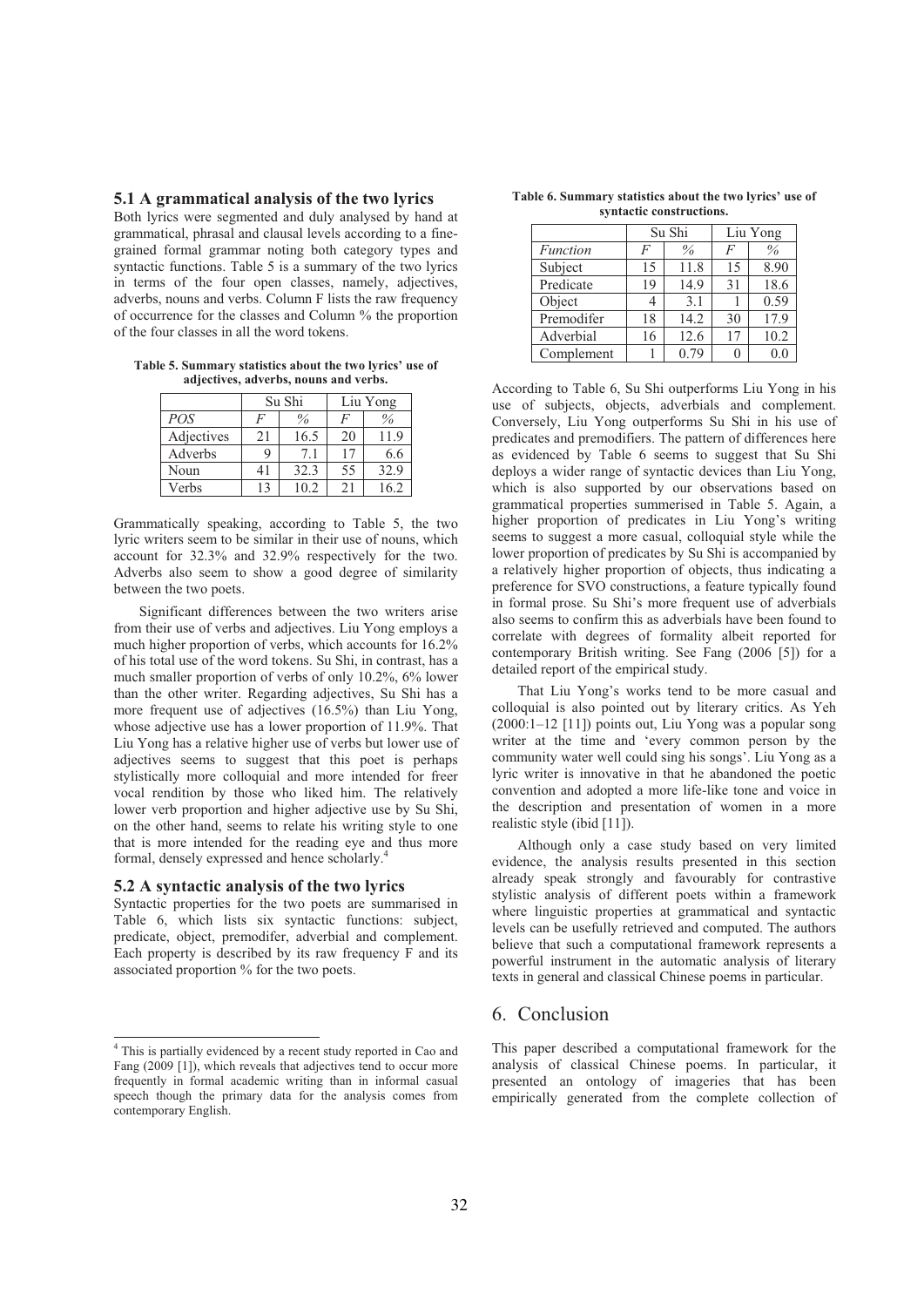### 5.1 A grammatical analysis of the two lyrics

Both lyrics were segmented and duly analysed by hand at grammatical, phrasal and clausal levels according to a fine-grained formal grammar noting both category types and syntactic functions. Table 5 is a summary of the two lyrics in terms of the four open classes, namely, adjectives, adverbs, nouns and verbs. Column F lists the raw frequency of occurrence for the classes and Column % the proportion of the four classes in all the word tokens.

**Table 5. Summary statistics about the two lyrics' use of adjectives, adverbs, nouns and verbs.**

| | Su Shi | | Liu Yong | |
|---|---|---|---|---|
| *POS* | *F* | *%* | *F* | *%* |
| Adjectives | 21 | 16.5 | 20 | 11.9 |
| Adverbs | 9 | 7.1 | 17 | 6.6 |
| Noun | 41 | 32.3 | 55 | 32.9 |
| Verbs | 13 | 10.2 | 21 | 16.2 |

Grammatically speaking, according to Table 5, the two lyric writers seem to be similar in their use of nouns, which account for 32.3% and 32.9% respectively for the two. Adverbs also seem to show a good degree of similarity between the two poets.

Significant differences between the two writers arise from their use of verbs and adjectives. Liu Yong employs a much higher proportion of verbs, which accounts for 16.2% of his total use of the word tokens. Su Shi, in contrast, has a much smaller proportion of verbs of only 10.2%, 6% lower than the other writer. Regarding adjectives, Su Shi has a more frequent use of adjectives (16.5%) than Liu Yong, whose adjective use has a lower proportion of 11.9%. That Liu Yong has a relative higher use of verbs but lower use of adjectives seems to suggest that this poet is perhaps stylistically more colloquial and more intended for freer vocal rendition by those who liked him. The relatively lower verb proportion and higher adjective use by Su Shi, on the other hand, seems to relate his writing style to one that is more intended for the reading eye and thus more formal, densely expressed and hence scholarly.[4]

### 5.2 A syntactic analysis of the two lyrics

Syntactic properties for the two poets are summarised in Table 6, which lists six syntactic functions: subject, predicate, object, premodifer, adverbial and complement. Each property is described by its raw frequency F and its associated proportion % for the two poets.

**Table 6. Summary statistics about the two lyrics' use of syntactic constructions.**

| | Su Shi | | Liu Yong | |
|---|---|---|---|---|
| *Function* | *F* | *%* | *F* | *%* |
| Subject | 15 | 11.8 | 15 | 8.90 |
| Predicate | 19 | 14.9 | 31 | 18.6 |
| Object | 4 | 3.1 | 1 | 0.59 |
| Premodifer | 18 | 14.2 | 30 | 17.9 |
| Adverbial | 16 | 12.6 | 17 | 10.2 |
| Complement | 1 | 0.79 | 0 | 0.0 |

According to Table 6, Su Shi outperforms Liu Yong in his use of subjects, objects, adverbials and complement. Conversely, Liu Yong outperforms Su Shi in his use of predicates and premodifiers. The pattern of differences here as evidenced by Table 6 seems to suggest that Su Shi deploys a wider range of syntactic devices than Liu Yong, which is also supported by our observations based on grammatical properties summerised in Table 5. Again, a higher proportion of predicates in Liu Yong's writing seems to suggest a more casual, colloquial style while the lower proportion of predicates by Su Shi is accompanied by a relatively higher proportion of objects, thus indicating a preference for SVO constructions, a feature typically found in formal prose. Su Shi's more frequent use of adverbials also seems to confirm this as adverbials have been found to correlate with degrees of formality albeit reported for contemporary British writing. See Fang (2006 [5]) for a detailed report of the empirical study.

That Liu Yong's works tend to be more casual and colloquial is also pointed out by literary critics. As Yeh (2000:1–12 [11]) points out, Liu Yong was a popular song writer at the time and 'every common person by the community water well could sing his songs'. Liu Yong as a lyric writer is innovative in that he abandoned the poetic convention and adopted a more life-like tone and voice in the description and presentation of women in a more realistic style (ibid [11]).

Although only a case study based on very limited evidence, the analysis results presented in this section already speak strongly and favourably for contrastive stylistic analysis of different poets within a framework where linguistic properties at grammatical and syntactic levels can be usefully retrieved and computed. The authors believe that such a computational framework represents a powerful instrument in the automatic analysis of literary texts in general and classical Chinese poems in particular.

## 6. Conclusion

This paper described a computational framework for the analysis of classical Chinese poems. In particular, it presented an ontology of imageries that has been empirically generated from the complete collection of

[4] This is partially evidenced by a recent study reported in Cao and Fang (2009 [1]), which reveals that adjectives tend to occur more frequently in formal academic writing than in informal casual speech though the primary data for the analysis comes from contemporary English.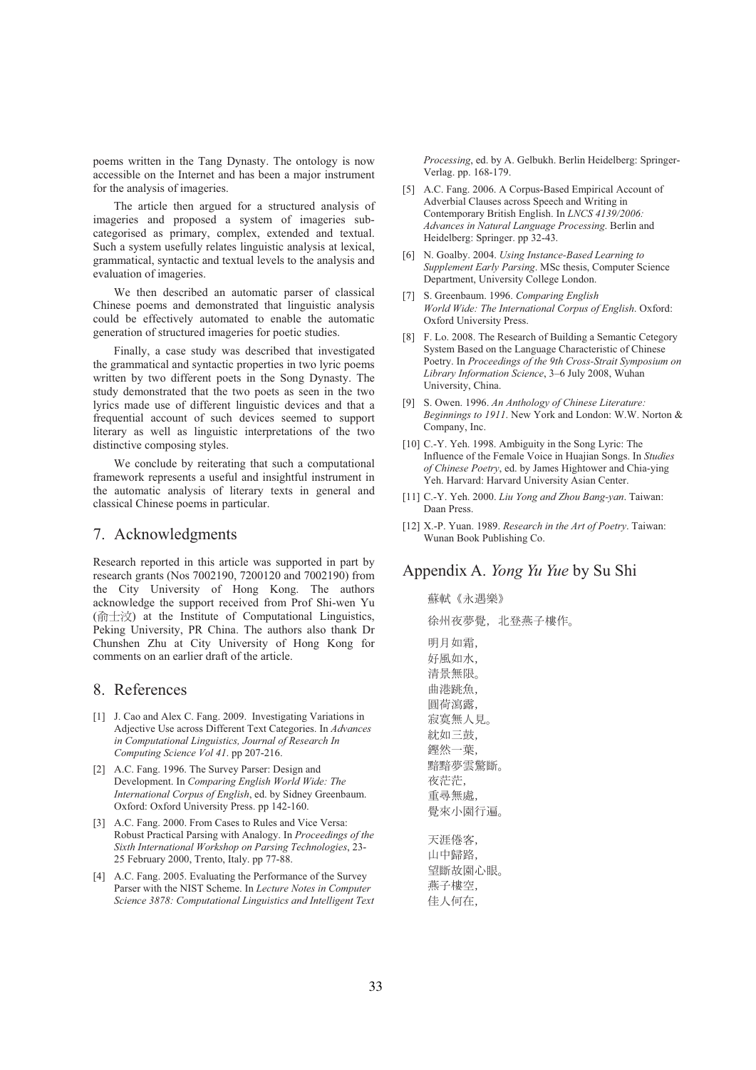poems written in the Tang Dynasty. The ontology is now accessible on the Internet and has been a major instrument for the analysis of imageries.

The article then argued for a structured analysis of imageries and proposed a system of imageries sub-categorised as primary, complex, extended and textual. Such a system usefully relates linguistic analysis at lexical, grammatical, syntactic and textual levels to the analysis and evaluation of imageries.

We then described an automatic parser of classical Chinese poems and demonstrated that linguistic analysis could be effectively automated to enable the automatic generation of structured imageries for poetic studies.

Finally, a case study was described that investigated the grammatical and syntactic properties in two lyric poems written by two different poets in the Song Dynasty. The study demonstrated that the two poets as seen in the two lyrics made use of different linguistic devices and that a frequential account of such devices seemed to support literary as well as linguistic interpretations of the two distinctive composing styles.

We conclude by reiterating that such a computational framework represents a useful and insightful instrument in the automatic analysis of literary texts in general and classical Chinese poems in particular.

## 7. Acknowledgments

Research reported in this article was supported in part by research grants (Nos 7002190, 7200120 and 7002190) from the City University of Hong Kong. The authors acknowledge the support received from Prof Shi-wen Yu (俞士汶) at the Institute of Computational Linguistics, Peking University, PR China. The authors also thank Dr Chunshen Zhu at City University of Hong Kong for comments on an earlier draft of the article.

## 8. References

[1] J. Cao and Alex C. Fang. 2009. Investigating Variations in Adjective Use across Different Text Categories. In *Advances in Computational Linguistics, Journal of Research In Computing Science Vol 41*. pp 207-216.

[2] A.C. Fang. 1996. The Survey Parser: Design and Development. In *Comparing English World Wide: The International Corpus of English*, ed. by Sidney Greenbaum. Oxford: Oxford University Press. pp 142-160.

[3] A.C. Fang. 2000. From Cases to Rules and Vice Versa: Robust Practical Parsing with Analogy. In *Proceedings of the Sixth International Workshop on Parsing Technologies*, 23-25 February 2000, Trento, Italy. pp 77-88.

[4] A.C. Fang. 2005. Evaluating the Performance of the Survey Parser with the NIST Scheme. In *Lecture Notes in Computer Science 3878: Computational Linguistics and Intelligent Text Processing*, ed. by A. Gelbukh. Berlin Heidelberg: Springer-Verlag. pp. 168-179.

[5] A.C. Fang. 2006. A Corpus-Based Empirical Account of Adverbial Clauses across Speech and Writing in Contemporary British English. In *LNCS 4139/2006: Advances in Natural Language Processing*. Berlin and Heidelberg: Springer. pp 32-43.

[6] N. Goalby. 2004. *Using Instance-Based Learning to Supplement Early Parsing*. MSc thesis, Computer Science Department, University College London.

[7] S. Greenbaum. 1996. *Comparing English World Wide: The International Corpus of English*. Oxford: Oxford University Press.

[8] F. Lo. 2008. The Research of Building a Semantic Cetegory System Based on the Language Characteristic of Chinese Poetry. In *Proceedings of the 9th Cross-Strait Symposium on Library Information Science*, 3–6 July 2008, Wuhan University, China.

[9] S. Owen. 1996. *An Anthology of Chinese Literature: Beginnings to 1911*. New York and London: W.W. Norton & Company, Inc.

[10] C.-Y. Yeh. 1998. Ambiguity in the Song Lyric: The Influence of the Female Voice in Huajian Songs. In *Studies of Chinese Poetry*, ed. by James Hightower and Chia-ying Yeh. Harvard: Harvard University Asian Center.

[11] C.-Y. Yeh. 2000. *Liu Yong and Zhou Bang-yan*. Taiwan: Daan Press.

[12] X.-P. Yuan. 1989. *Research in the Art of Poetry*. Taiwan: Wunan Book Publishing Co.

## Appendix A. *Yong Yu Yue* by Su Shi

蘇軾《永遇樂》

徐州夜夢覺，北登燕子樓作。

明月如霜，
好風如水，
清景無限。
曲港跳魚，
圓荷瀉露，
寂寞無人見。
紞如三鼓，
鏗然一葉，
黯黯夢雲驚斷。
夜茫茫，
重尋無處，
覺來小園行遍。

天涯倦客，
山中歸路，
望斷故園心眼。
燕子樓空，
佳人何在，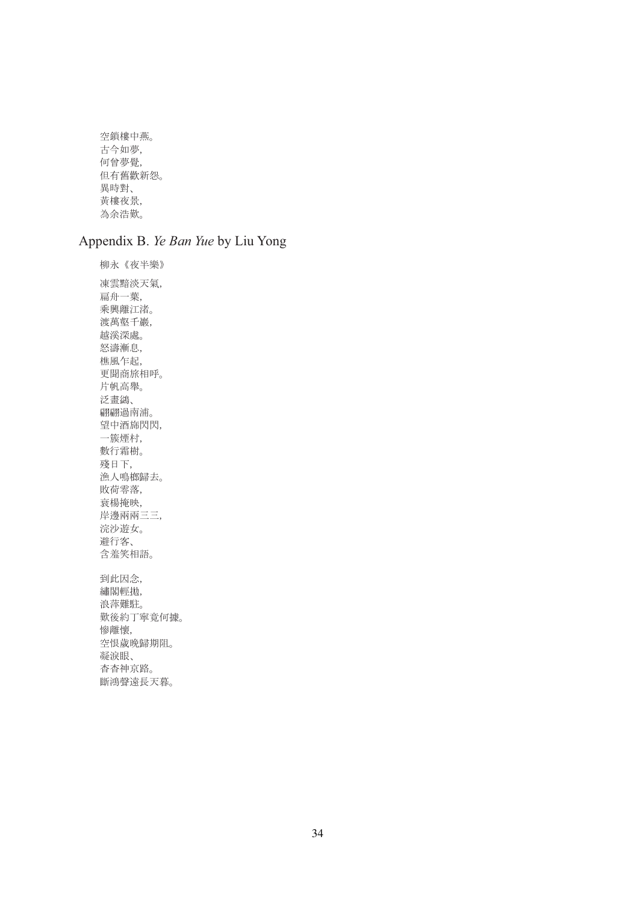空鎖樓中燕。
古今如夢，
何曾夢覺，
但有舊歡新怨。
異時對、
黃樓夜景，
為余浩歎。

## Appendix B. *Ye Ban Yue* by Liu Yong

柳永《夜半樂》

凍雲黯淡天氣，
扁舟一葉，
乘興離江渚。
渡萬壑千巖，
越溪深處。
怒濤漸息，
樵風乍起，
更聞商旅相呼。
片帆高舉。
泛畫鷁、
翩翩過南浦。
望中酒旆閃閃，
一簇煙村，
數行霜樹。
殘日下，
漁人鳴榔歸去。
敗荷零落，
衰楊掩映，
岸邊兩兩三三，
浣沙遊女。
避行客、
含羞笑相語。

到此因念，
繡閣輕拋，
浪萍難駐。
歎後約丁寧竟何據。
慘離懷，
空恨歲晚歸期阻。
凝淚眼、
杳杳神京路。
斷鴻聲遠長天暮。